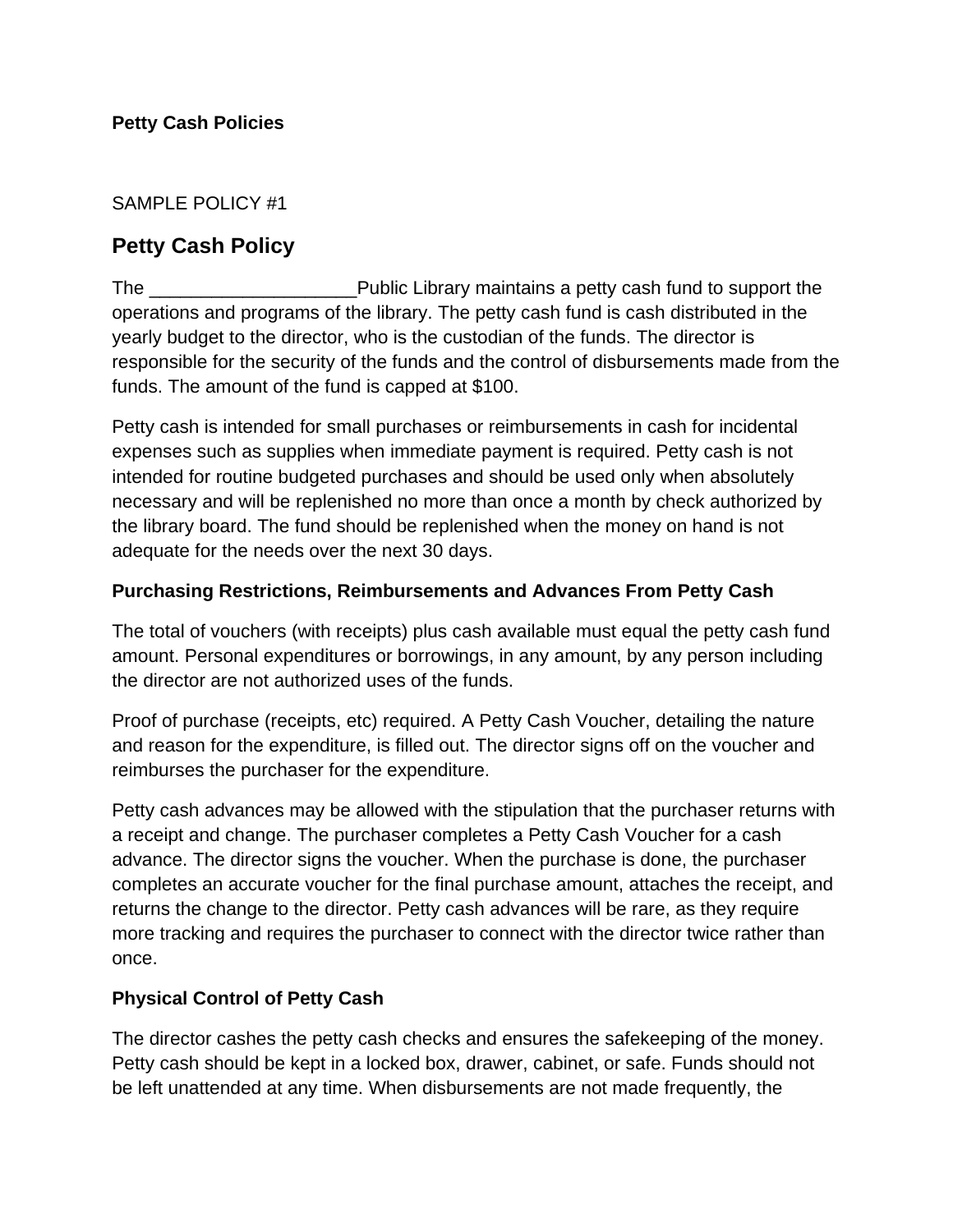**Petty Cash Policies**

SAMPLE POLICY #1

## Petty Cash Policy

The ___________________Public Library maintains a petty cash fund to support the operations and programs of the library. The petty cash fund is cash distributed in the yearly budget to the director, who is the custodian of the funds. The director is responsible for the security of the funds and the control of disbursements made from the funds. The amount of the fund is capped at $100.

Petty cash is intended for small purchases or reimbursements in cash for incidental expenses such as supplies when immediate payment is required. Petty cash is not intended for routine budgeted purchases and should be used only when absolutely necessary and will be replenished no more than once a month by check authorized by the library board. The fund should be replenished when the money on hand is not adequate for the needs over the next 30 days.

### Purchasing Restrictions, Reimbursements and Advances From Petty Cash

The total of vouchers (with receipts) plus cash available must equal the petty cash fund amount. Personal expenditures or borrowings, in any amount, by any person including the director are not authorized uses of the funds.

Proof of purchase (receipts, etc) required. A Petty Cash Voucher, detailing the nature and reason for the expenditure, is filled out. The director signs off on the voucher and reimburses the purchaser for the expenditure.

Petty cash advances may be allowed with the stipulation that the purchaser returns with a receipt and change. The purchaser completes a Petty Cash Voucher for a cash advance. The director signs the voucher. When the purchase is done, the purchaser completes an accurate voucher for the final purchase amount, attaches the receipt, and returns the change to the director. Petty cash advances will be rare, as they require more tracking and requires the purchaser to connect with the director twice rather than once.

### Physical Control of Petty Cash

The director cashes the petty cash checks and ensures the safekeeping of the money. Petty cash should be kept in a locked box, drawer, cabinet, or safe. Funds should not be left unattended at any time. When disbursements are not made frequently, the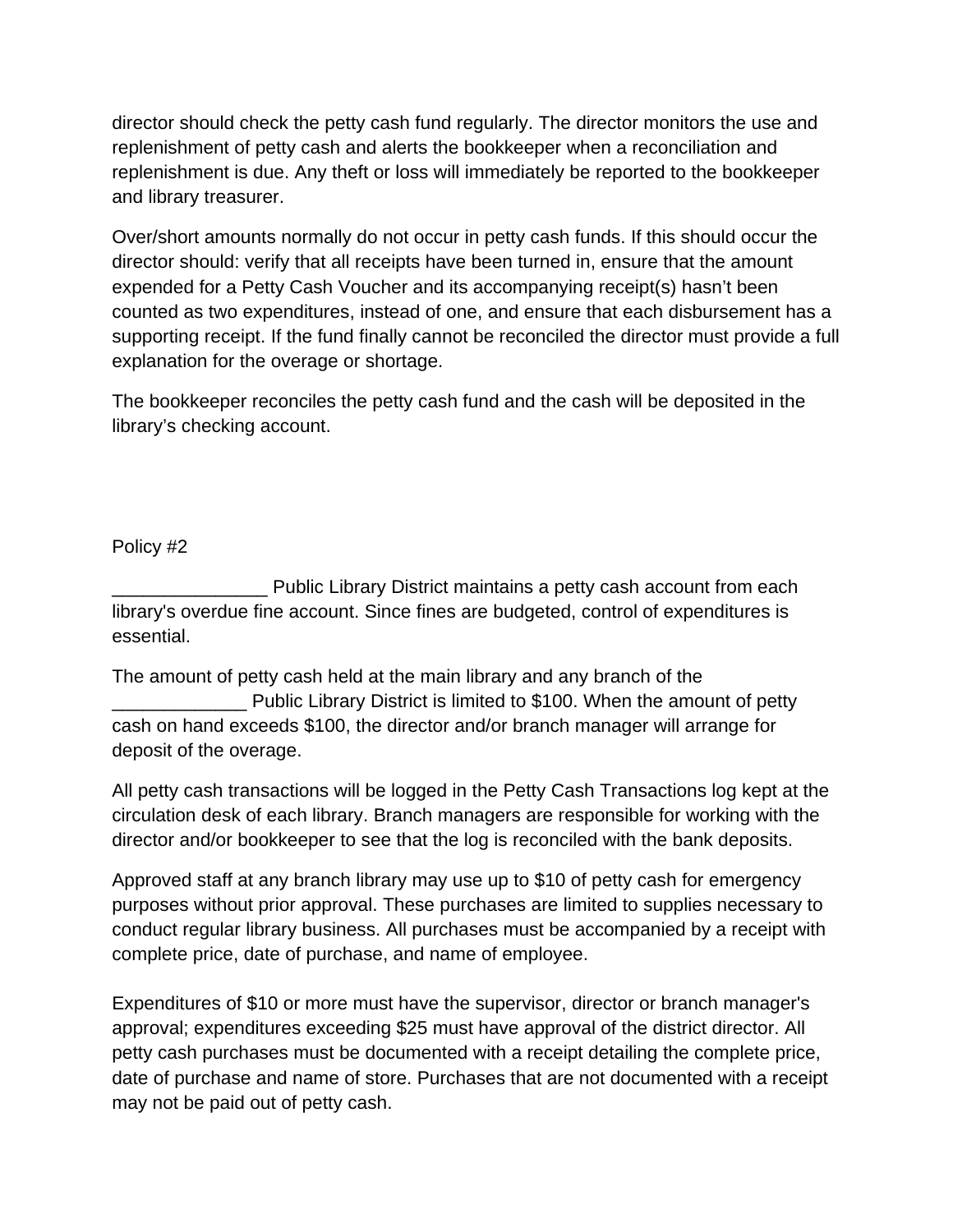director should check the petty cash fund regularly. The director monitors the use and replenishment of petty cash and alerts the bookkeeper when a reconciliation and replenishment is due. Any theft or loss will immediately be reported to the bookkeeper and library treasurer.

Over/short amounts normally do not occur in petty cash funds. If this should occur the director should: verify that all receipts have been turned in, ensure that the amount expended for a Petty Cash Voucher and its accompanying receipt(s) hasn't been counted as two expenditures, instead of one, and ensure that each disbursement has a supporting receipt. If the fund finally cannot be reconciled the director must provide a full explanation for the overage or shortage.

The bookkeeper reconciles the petty cash fund and the cash will be deposited in the library's checking account.

Policy #2

_______________ Public Library District maintains a petty cash account from each library's overdue fine account. Since fines are budgeted, control of expenditures is essential.

The amount of petty cash held at the main library and any branch of the _____________ Public Library District is limited to $100. When the amount of petty cash on hand exceeds $100, the director and/or branch manager will arrange for deposit of the overage.

All petty cash transactions will be logged in the Petty Cash Transactions log kept at the circulation desk of each library. Branch managers are responsible for working with the director and/or bookkeeper to see that the log is reconciled with the bank deposits.

Approved staff at any branch library may use up to $10 of petty cash for emergency purposes without prior approval. These purchases are limited to supplies necessary to conduct regular library business. All purchases must be accompanied by a receipt with complete price, date of purchase, and name of employee.

Expenditures of $10 or more must have the supervisor, director or branch manager's approval; expenditures exceeding $25 must have approval of the district director. All petty cash purchases must be documented with a receipt detailing the complete price, date of purchase and name of store. Purchases that are not documented with a receipt may not be paid out of petty cash.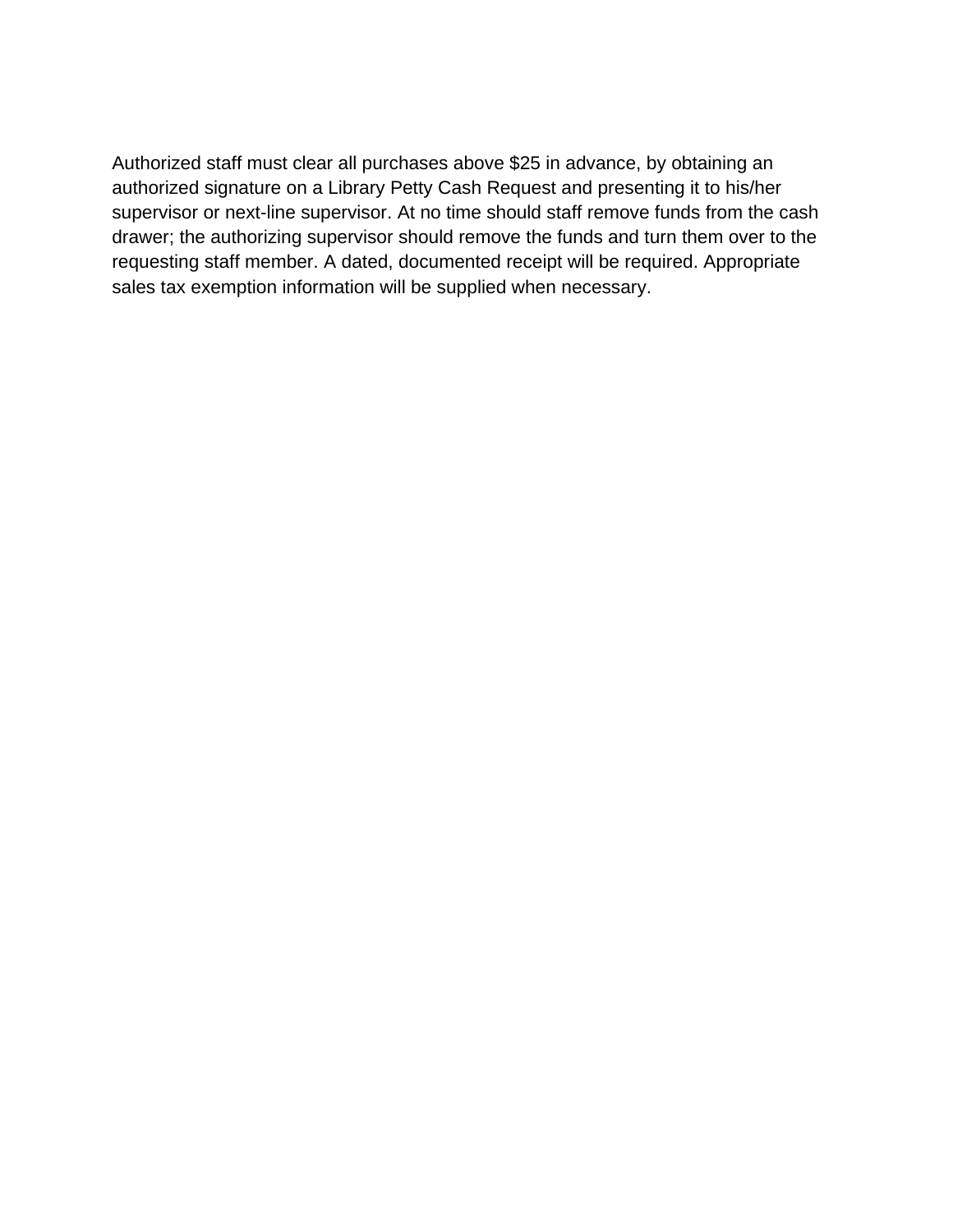Authorized staff must clear all purchases above $25 in advance, by obtaining an authorized signature on a Library Petty Cash Request and presenting it to his/her supervisor or next-line supervisor. At no time should staff remove funds from the cash drawer; the authorizing supervisor should remove the funds and turn them over to the requesting staff member. A dated, documented receipt will be required. Appropriate sales tax exemption information will be supplied when necessary.